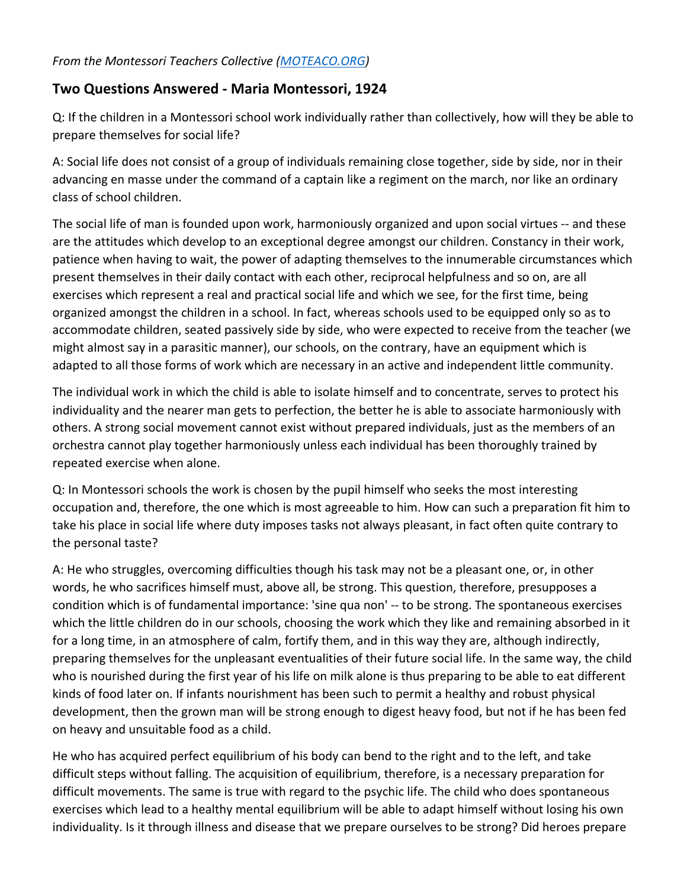*From the Montessori Teachers Collective ([MOTEACO.ORG](MOTEACO.ORG))*

## Two Questions Answered - Maria Montessori, 1924

Q: If the children in a Montessori school work individually rather than collectively, how will they be able to prepare themselves for social life?

A: Social life does not consist of a group of individuals remaining close together, side by side, nor in their advancing en masse under the command of a captain like a regiment on the march, nor like an ordinary class of school children.

The social life of man is founded upon work, harmoniously organized and upon social virtues -- and these are the attitudes which develop to an exceptional degree amongst our children. Constancy in their work, patience when having to wait, the power of adapting themselves to the innumerable circumstances which present themselves in their daily contact with each other, reciprocal helpfulness and so on, are all exercises which represent a real and practical social life and which we see, for the first time, being organized amongst the children in a school. In fact, whereas schools used to be equipped only so as to accommodate children, seated passively side by side, who were expected to receive from the teacher (we might almost say in a parasitic manner), our schools, on the contrary, have an equipment which is adapted to all those forms of work which are necessary in an active and independent little community.

The individual work in which the child is able to isolate himself and to concentrate, serves to protect his individuality and the nearer man gets to perfection, the better he is able to associate harmoniously with others. A strong social movement cannot exist without prepared individuals, just as the members of an orchestra cannot play together harmoniously unless each individual has been thoroughly trained by repeated exercise when alone.

Q: In Montessori schools the work is chosen by the pupil himself who seeks the most interesting occupation and, therefore, the one which is most agreeable to him. How can such a preparation fit him to take his place in social life where duty imposes tasks not always pleasant, in fact often quite contrary to the personal taste?

A: He who struggles, overcoming difficulties though his task may not be a pleasant one, or, in other words, he who sacrifices himself must, above all, be strong. This question, therefore, presupposes a condition which is of fundamental importance: 'sine qua non' -- to be strong. The spontaneous exercises which the little children do in our schools, choosing the work which they like and remaining absorbed in it for a long time, in an atmosphere of calm, fortify them, and in this way they are, although indirectly, preparing themselves for the unpleasant eventualities of their future social life. In the same way, the child who is nourished during the first year of his life on milk alone is thus preparing to be able to eat different kinds of food later on. If infants nourishment has been such to permit a healthy and robust physical development, then the grown man will be strong enough to digest heavy food, but not if he has been fed on heavy and unsuitable food as a child.

He who has acquired perfect equilibrium of his body can bend to the right and to the left, and take difficult steps without falling. The acquisition of equilibrium, therefore, is a necessary preparation for difficult movements. The same is true with regard to the psychic life. The child who does spontaneous exercises which lead to a healthy mental equilibrium will be able to adapt himself without losing his own individuality. Is it through illness and disease that we prepare ourselves to be strong? Did heroes prepare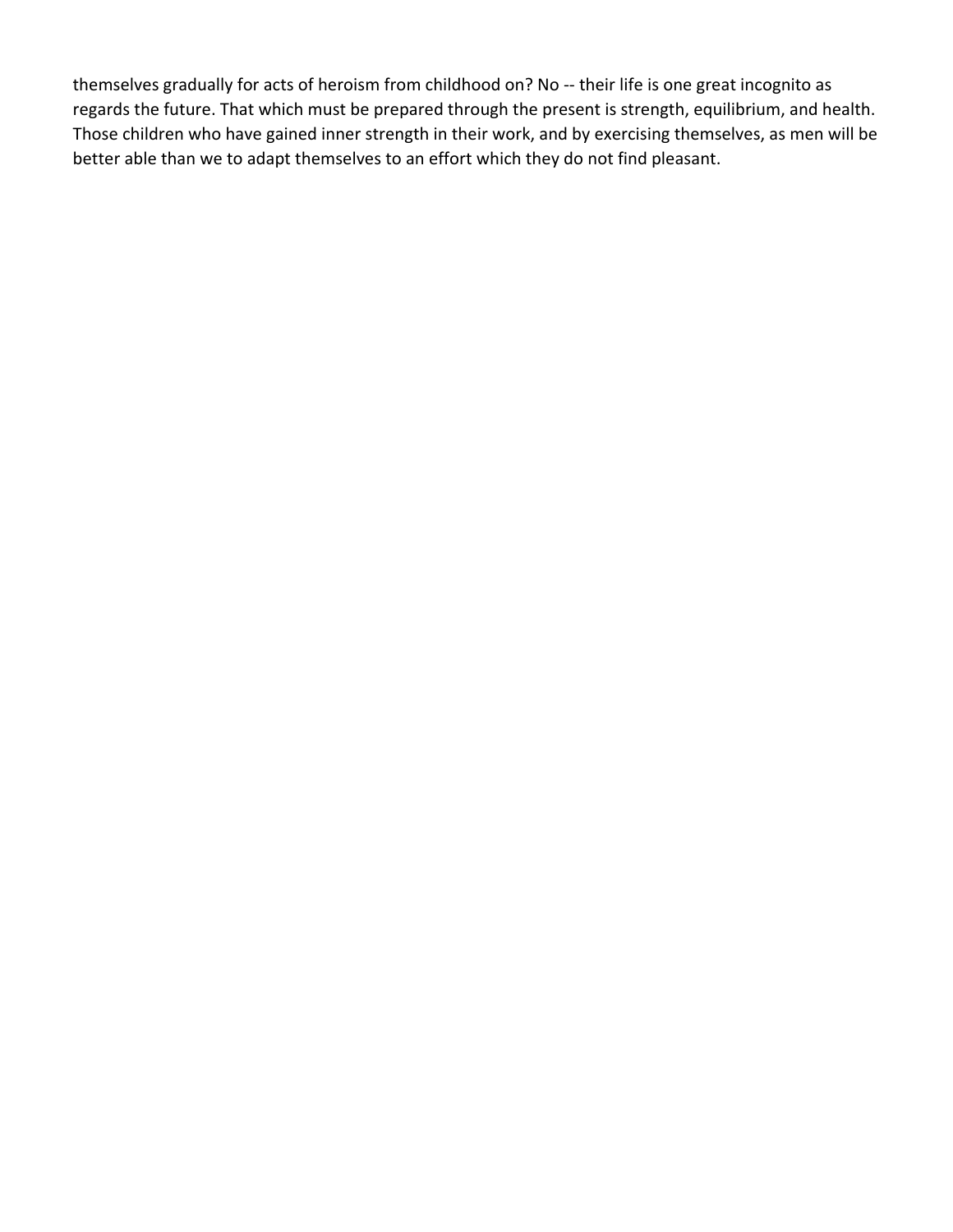themselves gradually for acts of heroism from childhood on? No -- their life is one great incognito as regards the future. That which must be prepared through the present is strength, equilibrium, and health. Those children who have gained inner strength in their work, and by exercising themselves, as men will be better able than we to adapt themselves to an effort which they do not find pleasant.